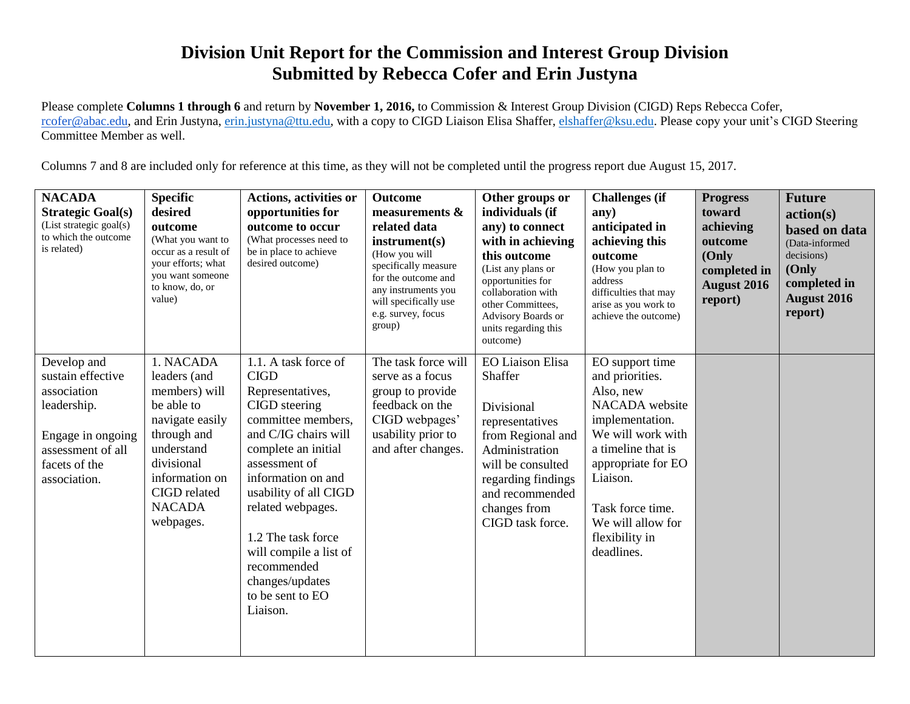# Division Unit Report for the Commission and Interest Group Division
## Submitted by Rebecca Cofer and Erin Justyna

Please complete **Columns 1 through 6** and return by **November 1, 2016,** to Commission & Interest Group Division (CIGD) Reps Rebecca Cofer, rcofer@abac.edu, and Erin Justyna, erin.justyna@ttu.edu, with a copy to CIGD Liaison Elisa Shaffer, elshaffer@ksu.edu. Please copy your unit's CIGD Steering Committee Member as well.

Columns 7 and 8 are included only for reference at this time, as they will not be completed until the progress report due August 15, 2017.

| **NACADA Strategic Goal(s)** (List strategic goal(s) to which the outcome is related) | **Specific desired outcome** (What you want to occur as a result of your efforts; what you want someone to know, do, or value) | **Actions, activities or opportunities for outcome to occur** (What processes need to be in place to achieve desired outcome) | **Outcome measurements & related data instrument(s)** (How you will specifically measure for the outcome and any instruments you will specifically use e.g. survey, focus group) | **Other groups or individuals (if any) to connect with in achieving this outcome** (List any plans or opportunities for collaboration with other Committees, Advisory Boards or units regarding this outcome) | **Challenges (if any) anticipated in achieving this outcome** (How you plan to address difficulties that may arise as you work to achieve the outcome) | **Progress toward achieving outcome (Only completed in August 2016 report)** | **Future action(s) based on data** (Data-informed decisions) **(Only completed in August 2016 report)** |
|---|---|---|---|---|---|---|---|
| Develop and sustain effective association leadership.<br><br>Engage in ongoing assessment of all facets of the association. | 1. NACADA leaders (and members) will be able to navigate easily through and understand divisional information on CIGD related NACADA webpages. | 1.1. A task force of CIGD Representatives, CIGD steering committee members, and C/IG chairs will complete an initial assessment of information on and usability of all CIGD related webpages.<br><br>1.2 The task force will compile a list of recommended changes/updates to be sent to EO Liaison. | The task force will serve as a focus group to provide feedback on the CIGD webpages' usability prior to and after changes. | EO Liaison Elisa Shaffer<br><br>Divisional representatives from Regional and Administration will be consulted regarding findings and recommended changes from CIGD task force. | EO support time and priorities. Also, new NACADA website implementation. We will work with a timeline that is appropriate for EO Liaison.<br><br>Task force time. We will allow for flexibility in deadlines. | | |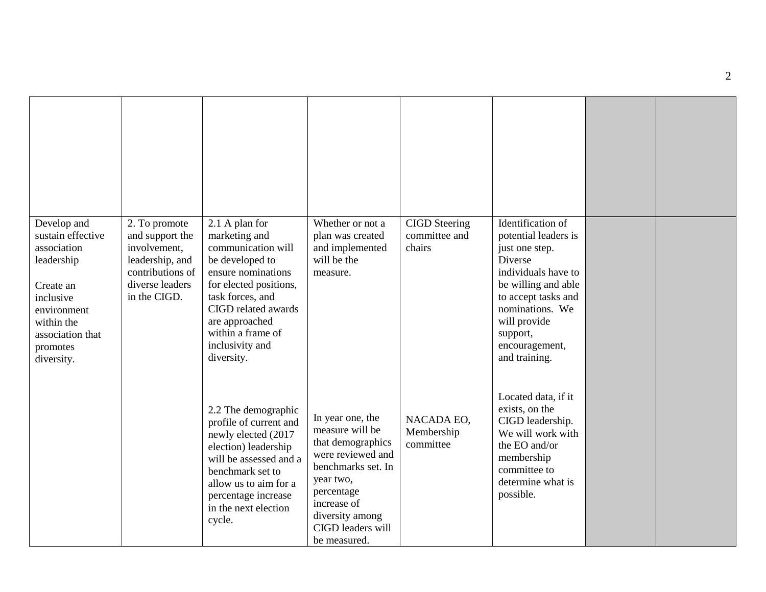| | | | | | | | |
|---|---|---|---|---|---|---|---|
| | | | | | | | |
| Develop and sustain effective association leadership<br><br>Create an inclusive environment within the association that promotes diversity. | 2. To promote and support the involvement, leadership, and contributions of diverse leaders in the CIGD. | 2.1 A plan for marketing and communication will be developed to ensure nominations for elected positions, task forces, and CIGD related awards are approached within a frame of inclusivity and diversity.<br><br>2.2 The demographic profile of current and newly elected (2017 election) leadership will be assessed and a benchmark set to allow us to aim for a percentage increase in the next election cycle. | Whether or not a plan was created and implemented will be the measure.<br><br>In year one, the measure will be that demographics were reviewed and benchmarks set. In year two, percentage increase of diversity among CIGD leaders will be measured. | CIGD Steering committee and chairs<br><br>NACADA EO, Membership committee | Identification of potential leaders is just one step. Diverse individuals have to be willing and able to accept tasks and nominations. We will provide support, encouragement, and training.<br><br>Located data, if it exists, on the CIGD leadership. We will work with the EO and/or membership committee to determine what is possible. | | |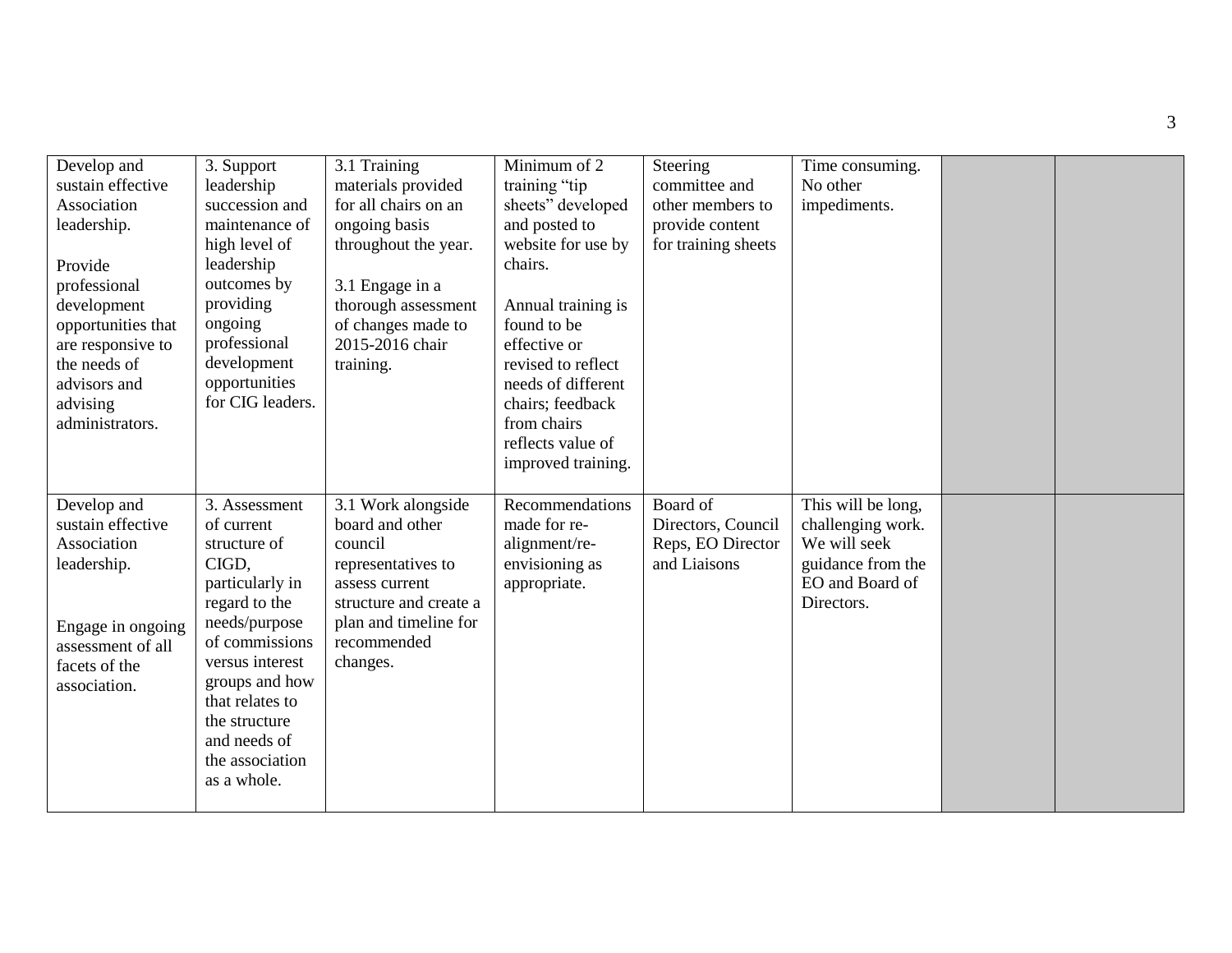| | | | | | | | |
|---|---|---|---|---|---|---|---|
| Develop and sustain effective Association leadership.<br><br>Provide professional development opportunities that are responsive to the needs of advisors and advising administrators. | 3. Support leadership succession and maintenance of high level of leadership outcomes by providing ongoing professional development opportunities for CIG leaders. | 3.1 Training materials provided for all chairs on an ongoing basis throughout the year.<br><br>3.1 Engage in a thorough assessment of changes made to 2015-2016 chair training. | Minimum of 2 training "tip sheets" developed and posted to website for use by chairs.<br><br>Annual training is found to be effective or revised to reflect needs of different chairs; feedback from chairs reflects value of improved training. | Steering committee and other members to provide content for training sheets | Time consuming. No other impediments. | | |
| Develop and sustain effective Association leadership.<br><br>Engage in ongoing assessment of all facets of the association. | 3. Assessment of current structure of CIGD, particularly in regard to the needs/purpose of commissions versus interest groups and how that relates to the structure and needs of the association as a whole. | 3.1 Work alongside board and other council representatives to assess current structure and create a plan and timeline for recommended changes. | Recommendations made for re-alignment/re-envisioning as appropriate. | Board of Directors, Council Reps, EO Director and Liaisons | This will be long, challenging work. We will seek guidance from the EO and Board of Directors. | | |